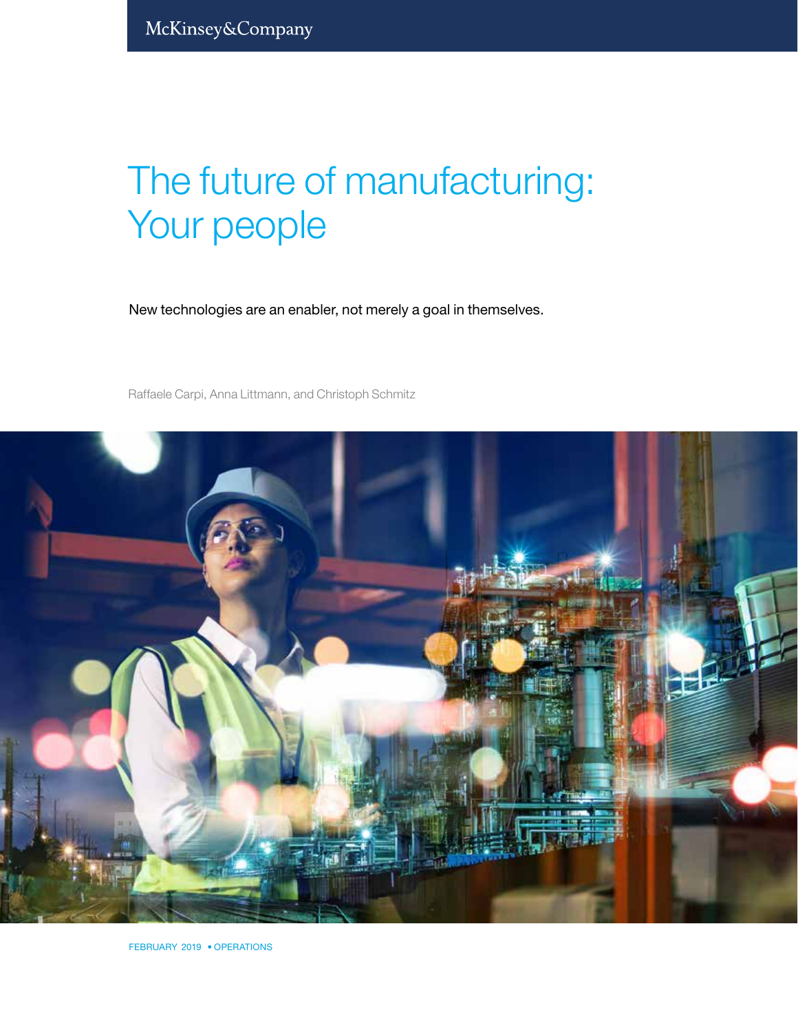McKinsey&Company

# The future of manufacturing: Your people

New technologies are an enabler, not merely a goal in themselves.

Raffaele Carpi, Anna Littmann, and Christoph Schmitz

FEBRUARY 2019 • OPERATIONS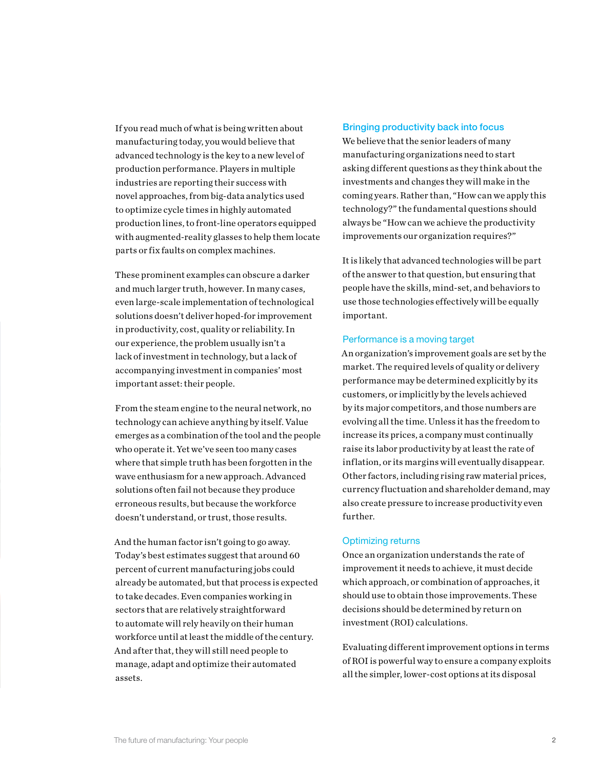If you read much of what is being written about manufacturing today, you would believe that advanced technology is the key to a new level of production performance. Players in multiple industries are reporting their success with novel approaches, from big-data analytics used to optimize cycle times in highly automated production lines, to front-line operators equipped with augmented-reality glasses to help them locate parts or fix faults on complex machines.

These prominent examples can obscure a darker and much larger truth, however. In many cases, even large-scale implementation of technological solutions doesn't deliver hoped-for improvement in productivity, cost, quality or reliability. In our experience, the problem usually isn't a lack of investment in technology, but a lack of accompanying investment in companies' most important asset: their people.

From the steam engine to the neural network, no technology can achieve anything by itself. Value emerges as a combination of the tool and the people who operate it. Yet we've seen too many cases where that simple truth has been forgotten in the wave enthusiasm for a new approach. Advanced solutions often fail not because they produce erroneous results, but because the workforce doesn't understand, or trust, those results.

And the human factor isn't going to go away. Today's best estimates suggest that around 60 percent of current manufacturing jobs could already be automated, but that process is expected to take decades. Even companies working in sectors that are relatively straightforward to automate will rely heavily on their human workforce until at least the middle of the century. And after that, they will still need people to manage, adapt and optimize their automated assets.

## Bringing productivity back into focus

We believe that the senior leaders of many manufacturing organizations need to start asking different questions as they think about the investments and changes they will make in the coming years. Rather than, "How can we apply this technology?" the fundamental questions should always be "How can we achieve the productivity improvements our organization requires?"

It is likely that advanced technologies will be part of the answer to that question, but ensuring that people have the skills, mind-set, and behaviors to use those technologies effectively will be equally important.

### Performance is a moving target

An organization's improvement goals are set by the market. The required levels of quality or delivery performance may be determined explicitly by its customers, or implicitly by the levels achieved by its major competitors, and those numbers are evolving all the time. Unless it has the freedom to increase its prices, a company must continually raise its labor productivity by at least the rate of inflation, or its margins will eventually disappear. Other factors, including rising raw material prices, currency fluctuation and shareholder demand, may also create pressure to increase productivity even further.

### Optimizing returns

Once an organization understands the rate of improvement it needs to achieve, it must decide which approach, or combination of approaches, it should use to obtain those improvements. These decisions should be determined by return on investment (ROI) calculations.

Evaluating different improvement options in terms of ROI is powerful way to ensure a company exploits all the simpler, lower-cost options at its disposal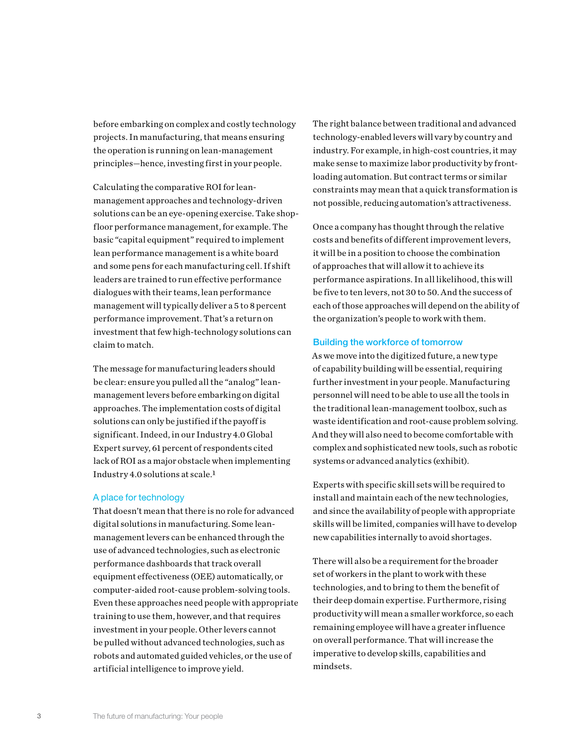before embarking on complex and costly technology projects. In manufacturing, that means ensuring the operation is running on lean-management principles—hence, investing first in your people.

Calculating the comparative ROI for lean-management approaches and technology-driven solutions can be an eye-opening exercise. Take shop-floor performance management, for example. The basic "capital equipment" required to implement lean performance management is a white board and some pens for each manufacturing cell. If shift leaders are trained to run effective performance dialogues with their teams, lean performance management will typically deliver a 5 to 8 percent performance improvement. That's a return on investment that few high-technology solutions can claim to match.

The message for manufacturing leaders should be clear: ensure you pulled all the "analog" lean-management levers before embarking on digital approaches. The implementation costs of digital solutions can only be justified if the payoff is significant. Indeed, in our Industry 4.0 Global Expert survey, 61 percent of respondents cited lack of ROI as a major obstacle when implementing Industry 4.0 solutions at scale.[1]

## A place for technology

That doesn't mean that there is no role for advanced digital solutions in manufacturing. Some lean-management levers can be enhanced through the use of advanced technologies, such as electronic performance dashboards that track overall equipment effectiveness (OEE) automatically, or computer-aided root-cause problem-solving tools. Even these approaches need people with appropriate training to use them, however, and that requires investment in your people. Other levers cannot be pulled without advanced technologies, such as robots and automated guided vehicles, or the use of artificial intelligence to improve yield.

The right balance between traditional and advanced technology-enabled levers will vary by country and industry. For example, in high-cost countries, it may make sense to maximize labor productivity by front-loading automation. But contract terms or similar constraints may mean that a quick transformation is not possible, reducing automation's attractiveness.

Once a company has thought through the relative costs and benefits of different improvement levers, it will be in a position to choose the combination of approaches that will allow it to achieve its performance aspirations. In all likelihood, this will be five to ten levers, not 30 to 50. And the success of each of those approaches will depend on the ability of the organization's people to work with them.

## Building the workforce of tomorrow

As we move into the digitized future, a new type of capability building will be essential, requiring further investment in your people. Manufacturing personnel will need to be able to use all the tools in the traditional lean-management toolbox, such as waste identification and root-cause problem solving. And they will also need to become comfortable with complex and sophisticated new tools, such as robotic systems or advanced analytics (exhibit).

Experts with specific skill sets will be required to install and maintain each of the new technologies, and since the availability of people with appropriate skills will be limited, companies will have to develop new capabilities internally to avoid shortages.

There will also be a requirement for the broader set of workers in the plant to work with these technologies, and to bring to them the benefit of their deep domain expertise. Furthermore, rising productivity will mean a smaller workforce, so each remaining employee will have a greater influence on overall performance. That will increase the imperative to develop skills, capabilities and mindsets.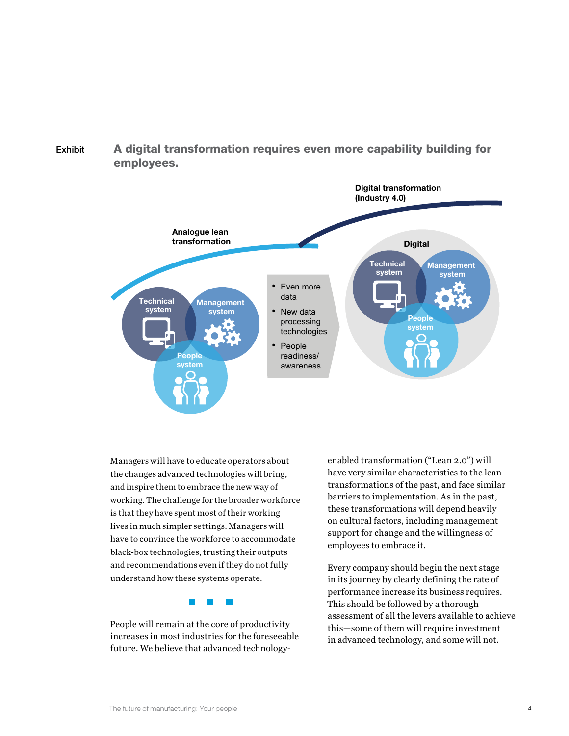Exhibit

## A digital transformation requires even more capability building for employees.

Analogue lean transformation

Technical system

Management system

People system

- Even more data
- New data processing technologies
- People readiness/ awareness

Digital transformation (Industry 4.0)

Digital

Technical system

Management system

People system

Managers will have to educate operators about the changes advanced technologies will bring, and inspire them to embrace the new way of working. The challenge for the broader workforce is that they have spent most of their working lives in much simpler settings. Managers will have to convince the workforce to accommodate black-box technologies, trusting their outputs and recommendations even if they do not fully understand how these systems operate.

■ ■ ■

People will remain at the core of productivity increases in most industries for the foreseeable future. We believe that advanced technology-enabled transformation ("Lean 2.0") will have very similar characteristics to the lean transformations of the past, and face similar barriers to implementation. As in the past, these transformations will depend heavily on cultural factors, including management support for change and the willingness of employees to embrace it.

Every company should begin the next stage in its journey by clearly defining the rate of performance increase its business requires. This should be followed by a thorough assessment of all the levers available to achieve this—some of them will require investment in advanced technology, and some will not.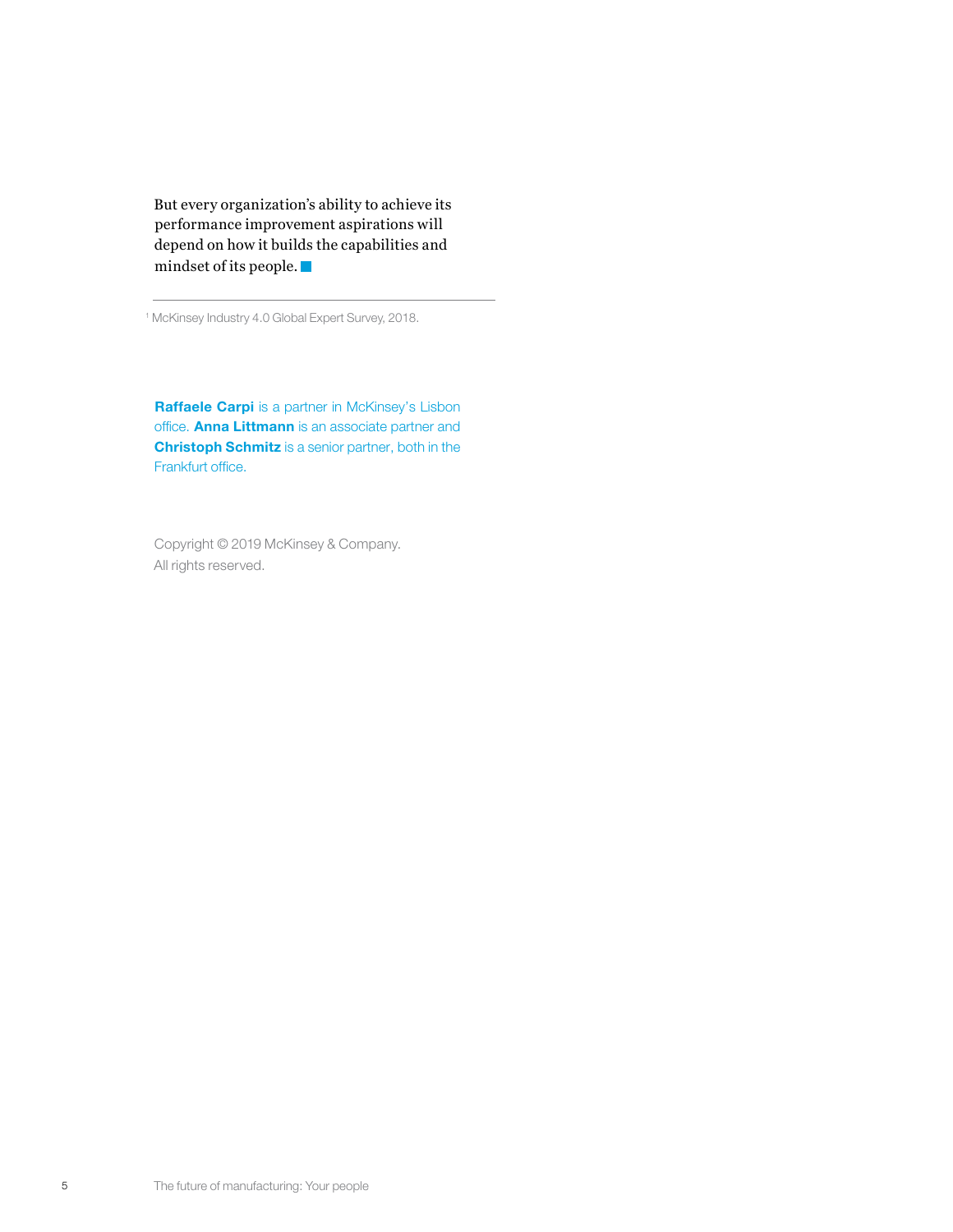But every organization's ability to achieve its performance improvement aspirations will depend on how it builds the capabilities and mindset of its people.

---

[1] McKinsey Industry 4.0 Global Expert Survey, 2018.

**Raffaele Carpi** is a partner in McKinsey's Lisbon office. **Anna Littmann** is an associate partner and **Christoph Schmitz** is a senior partner, both in the Frankfurt office.

Copyright © 2019 McKinsey & Company.
All rights reserved.